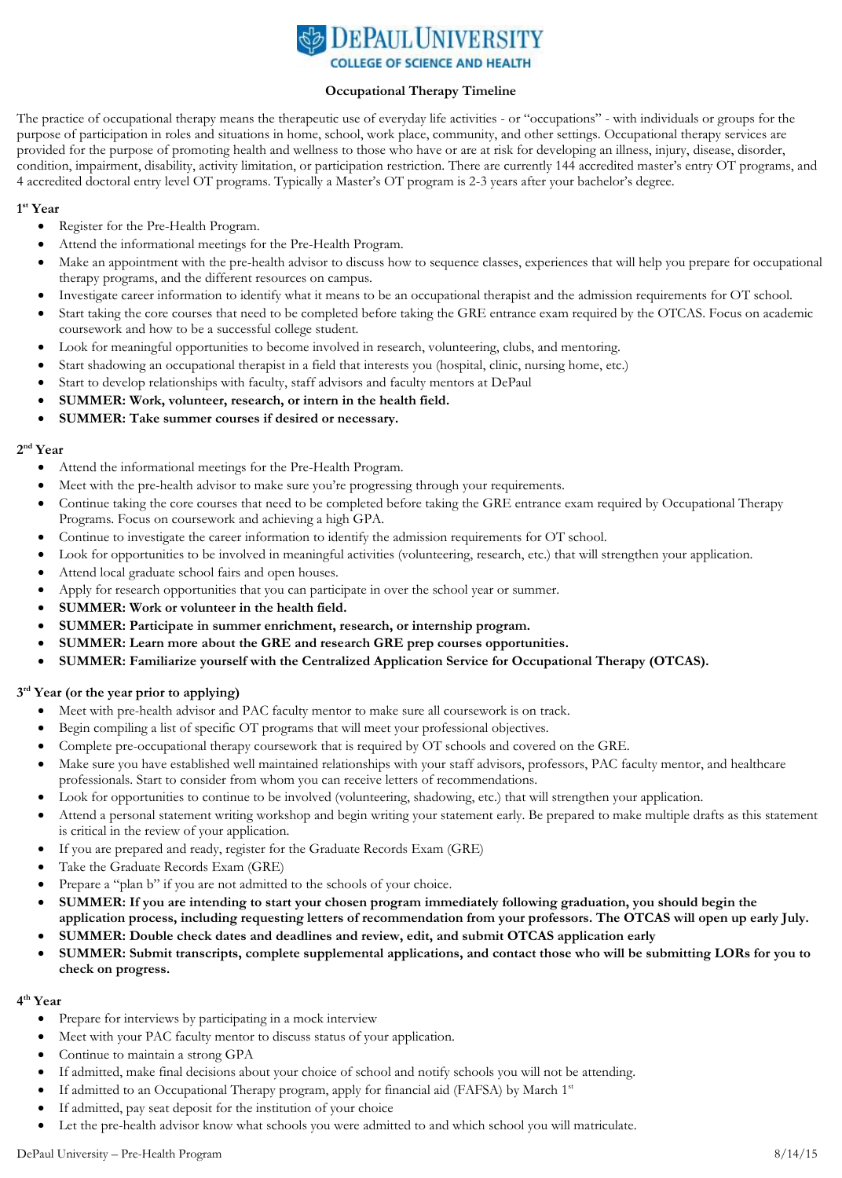# DePaul University
## College of Science and Health

### Occupational Therapy Timeline

The practice of occupational therapy means the therapeutic use of everyday life activities - or "occupations" - with individuals or groups for the purpose of participation in roles and situations in home, school, work place, community, and other settings. Occupational therapy services are provided for the purpose of promoting health and wellness to those who have or are at risk for developing an illness, injury, disease, disorder, condition, impairment, disability, activity limitation, or participation restriction. There are currently 144 accredited master's entry OT programs, and 4 accredited doctoral entry level OT programs. Typically a Master's OT program is 2-3 years after your bachelor's degree.

#### 1st Year

- Register for the Pre-Health Program.
- Attend the informational meetings for the Pre-Health Program.
- Make an appointment with the pre-health advisor to discuss how to sequence classes, experiences that will help you prepare for occupational therapy programs, and the different resources on campus.
- Investigate career information to identify what it means to be an occupational therapist and the admission requirements for OT school.
- Start taking the core courses that need to be completed before taking the GRE entrance exam required by the OTCAS. Focus on academic coursework and how to be a successful college student.
- Look for meaningful opportunities to become involved in research, volunteering, clubs, and mentoring.
- Start shadowing an occupational therapist in a field that interests you (hospital, clinic, nursing home, etc.)
- Start to develop relationships with faculty, staff advisors and faculty mentors at DePaul
- **SUMMER: Work, volunteer, research, or intern in the health field.**
- **SUMMER: Take summer courses if desired or necessary.**

#### 2nd Year

- Attend the informational meetings for the Pre-Health Program.
- Meet with the pre-health advisor to make sure you're progressing through your requirements.
- Continue taking the core courses that need to be completed before taking the GRE entrance exam required by Occupational Therapy Programs. Focus on coursework and achieving a high GPA.
- Continue to investigate the career information to identify the admission requirements for OT school.
- Look for opportunities to be involved in meaningful activities (volunteering, research, etc.) that will strengthen your application.
- Attend local graduate school fairs and open houses.
- Apply for research opportunities that you can participate in over the school year or summer.
- **SUMMER: Work or volunteer in the health field.**
- **SUMMER: Participate in summer enrichment, research, or internship program.**
- **SUMMER: Learn more about the GRE and research GRE prep courses opportunities.**
- **SUMMER: Familiarize yourself with the Centralized Application Service for Occupational Therapy (OTCAS).**

#### 3rd Year (or the year prior to applying)

- Meet with pre-health advisor and PAC faculty mentor to make sure all coursework is on track.
- Begin compiling a list of specific OT programs that will meet your professional objectives.
- Complete pre-occupational therapy coursework that is required by OT schools and covered on the GRE.
- Make sure you have established well maintained relationships with your staff advisors, professors, PAC faculty mentor, and healthcare professionals. Start to consider from whom you can receive letters of recommendations.
- Look for opportunities to continue to be involved (volunteering, shadowing, etc.) that will strengthen your application.
- Attend a personal statement writing workshop and begin writing your statement early. Be prepared to make multiple drafts as this statement is critical in the review of your application.
- If you are prepared and ready, register for the Graduate Records Exam (GRE)
- Take the Graduate Records Exam (GRE)
- Prepare a "plan b" if you are not admitted to the schools of your choice.
- **SUMMER: If you are intending to start your chosen program immediately following graduation, you should begin the application process, including requesting letters of recommendation from your professors. The OTCAS will open up early July.**
- **SUMMER: Double check dates and deadlines and review, edit, and submit OTCAS application early**
- **SUMMER: Submit transcripts, complete supplemental applications, and contact those who will be submitting LORs for you to check on progress.**

#### 4th Year

- Prepare for interviews by participating in a mock interview
- Meet with your PAC faculty mentor to discuss status of your application.
- Continue to maintain a strong GPA
- If admitted, make final decisions about your choice of school and notify schools you will not be attending.
- If admitted to an Occupational Therapy program, apply for financial aid (FAFSA) by March 1st
- If admitted, pay seat deposit for the institution of your choice
- Let the pre-health advisor know what schools you were admitted to and which school you will matriculate.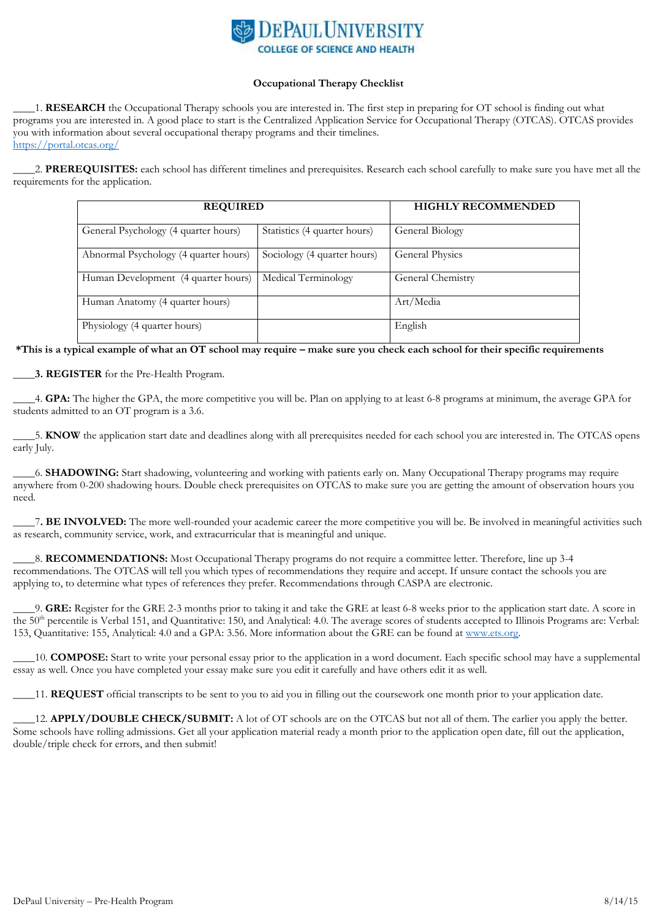**DEPAUL UNIVERSITY**
**COLLEGE OF SCIENCE AND HEALTH**

**Occupational Therapy Checklist**

____1. **RESEARCH** the Occupational Therapy schools you are interested in. The first step in preparing for OT school is finding out what programs you are interested in. A good place to start is the Centralized Application Service for Occupational Therapy (OTCAS). OTCAS provides you with information about several occupational therapy programs and their timelines.
https://portal.otcas.org/

____2. **PREREQUISITES:** each school has different timelines and prerequisites. Research each school carefully to make sure you have met all the requirements for the application.

| **REQUIRED** | | **HIGHLY RECOMMENDED** |
|---|---|---|
| General Psychology (4 quarter hours) | Statistics (4 quarter hours) | General Biology |
| Abnormal Psychology (4 quarter hours) | Sociology (4 quarter hours) | General Physics |
| Human Development (4 quarter hours) | Medical Terminology | General Chemistry |
| Human Anatomy (4 quarter hours) | | Art/Media |
| Physiology (4 quarter hours) | | English |

***This is a typical example of what an OT school may require – make sure you check each school for their specific requirements**

____**3. REGISTER** for the Pre-Health Program.

____4. **GPA:** The higher the GPA, the more competitive you will be. Plan on applying to at least 6-8 programs at minimum, the average GPA for students admitted to an OT program is a 3.6.

____5. **KNOW** the application start date and deadlines along with all prerequisites needed for each school you are interested in. The OTCAS opens early July.

____6. **SHADOWING:** Start shadowing, volunteering and working with patients early on. Many Occupational Therapy programs may require anywhere from 0-200 shadowing hours. Double check prerequisites on OTCAS to make sure you are getting the amount of observation hours you need.

____7. **BE INVOLVED:** The more well-rounded your academic career the more competitive you will be. Be involved in meaningful activities such as research, community service, work, and extracurricular that is meaningful and unique.

____8. **RECOMMENDATIONS:** Most Occupational Therapy programs do not require a committee letter. Therefore, line up 3-4 recommendations. The OTCAS will tell you which types of recommendations they require and accept. If unsure contact the schools you are applying to, to determine what types of references they prefer. Recommendations through CASPA are electronic.

____9. **GRE:** Register for the GRE 2-3 months prior to taking it and take the GRE at least 6-8 weeks prior to the application start date. A score in the 50th percentile is Verbal 151, and Quantitative: 150, and Analytical: 4.0. The average scores of students accepted to Illinois Programs are: Verbal: 153, Quantitative: 155, Analytical: 4.0 and a GPA: 3.56. More information about the GRE can be found at www.ets.org.

____10. **COMPOSE:** Start to write your personal essay prior to the application in a word document. Each specific school may have a supplemental essay as well. Once you have completed your essay make sure you edit it carefully and have others edit it as well.

____11. **REQUEST** official transcripts to be sent to you to aid you in filling out the coursework one month prior to your application date.

____12. **APPLY/DOUBLE CHECK/SUBMIT:** A lot of OT schools are on the OTCAS but not all of them. The earlier you apply the better. Some schools have rolling admissions. Get all your application material ready a month prior to the application open date, fill out the application, double/triple check for errors, and then submit!